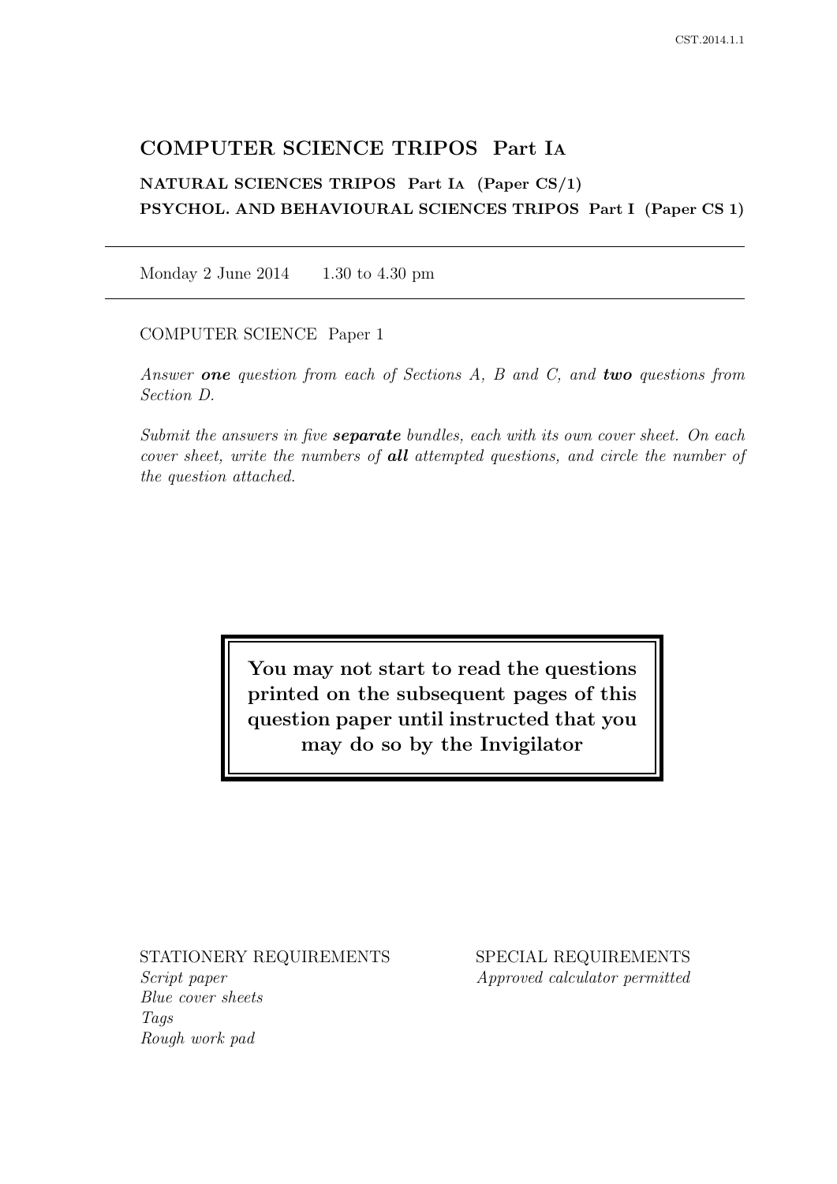# COMPUTER SCIENCE TRIPOS Part IA

**NATURAL SCIENCES TRIPOS Part IA (Paper CS/1)**

**PSYCHOL. AND BEHAVIOURAL SCIENCES TRIPOS Part I (Paper CS 1)**

---

Monday 2 June 2014 1.30 to 4.30 pm

---

COMPUTER SCIENCE Paper 1

*Answer **one** question from each of Sections A, B and C, and **two** questions from Section D.*

*Submit the answers in five **separate** bundles, each with its own cover sheet. On each cover sheet, write the numbers of **all** attempted questions, and circle the number of the question attached.*

**You may not start to read the questions printed on the subsequent pages of this question paper until instructed that you may do so by the Invigilator**

STATIONERY REQUIREMENTS
*Script paper*
*Blue cover sheets*
*Tags*
*Rough work pad*

SPECIAL REQUIREMENTS
*Approved calculator permitted*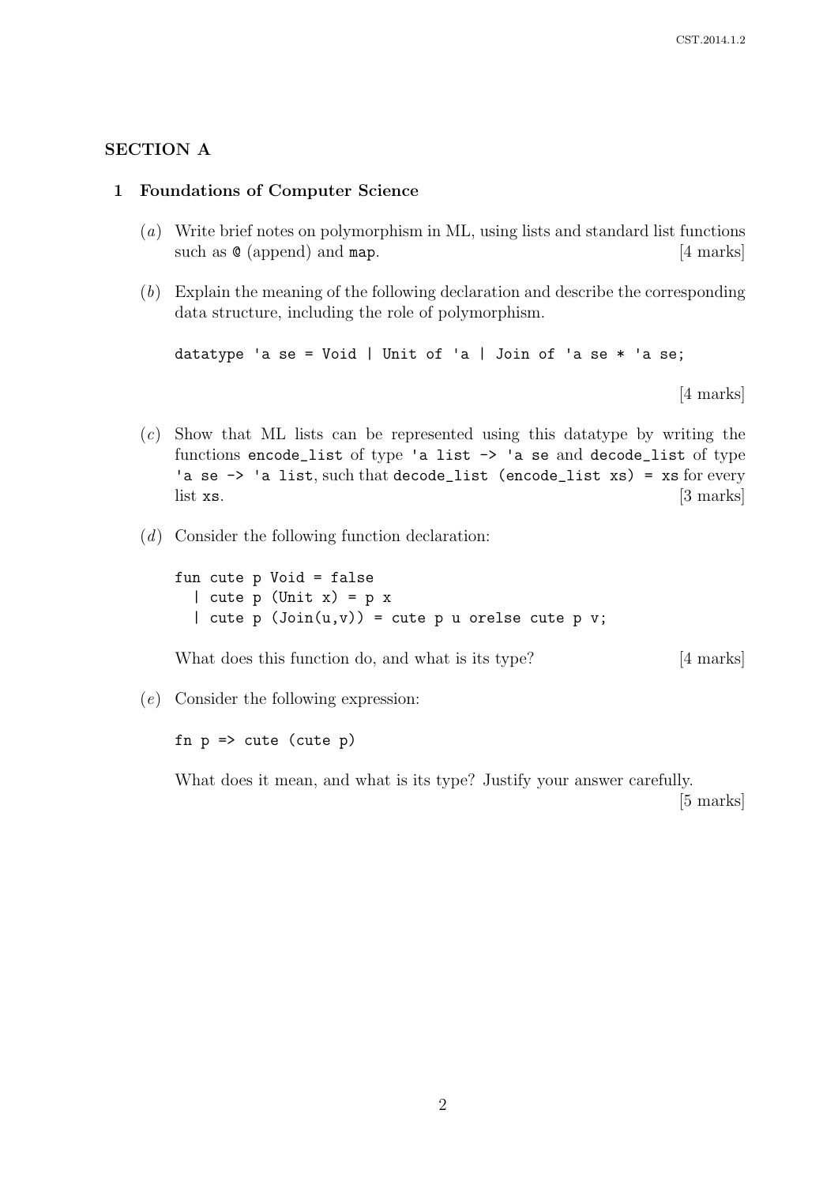## SECTION A

### 1 Foundations of Computer Science

(*a*) Write brief notes on polymorphism in ML, using lists and standard list functions such as `@` (append) and `map`. [4 marks]

(*b*) Explain the meaning of the following declaration and describe the corresponding data structure, including the role of polymorphism.

```
datatype 'a se = Void | Unit of 'a | Join of 'a se * 'a se;
```

[4 marks]

(*c*) Show that ML lists can be represented using this datatype by writing the functions `encode_list` of type `'a list -> 'a se` and `decode_list` of type `'a se -> 'a list`, such that `decode_list (encode_list xs) = xs` for every list `xs`. [3 marks]

(*d*) Consider the following function declaration:

```
fun cute p Void = false
  | cute p (Unit x) = p x
  | cute p (Join(u,v)) = cute p u orelse cute p v;
```

What does this function do, and what is its type? [4 marks]

(*e*) Consider the following expression:

```
fn p => cute (cute p)
```

What does it mean, and what is its type? Justify your answer carefully.

[5 marks]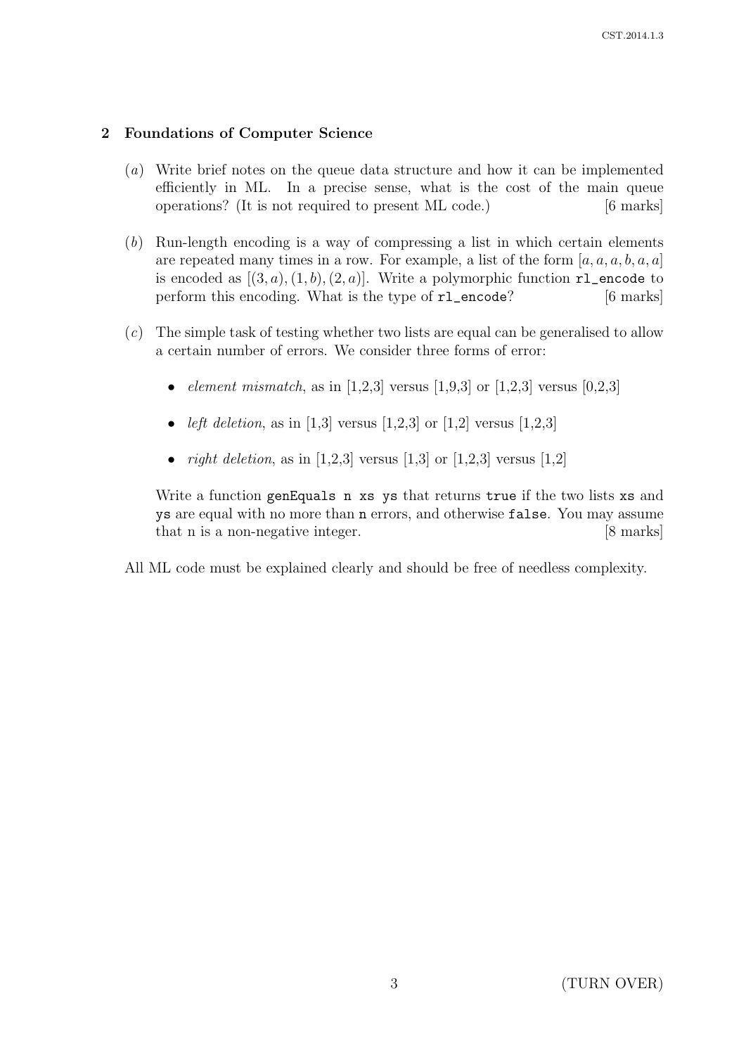## 2 Foundations of Computer Science

(*a*) Write brief notes on the queue data structure and how it can be implemented efficiently in ML. In a precise sense, what is the cost of the main queue operations? (It is not required to present ML code.) [6 marks]

(*b*) Run-length encoding is a way of compressing a list in which certain elements are repeated many times in a row. For example, a list of the form $[a, a, a, b, a, a]$ is encoded as $[(3, a), (1, b), (2, a)]$. Write a polymorphic function `rl_encode` to perform this encoding. What is the type of `rl_encode`? [6 marks]

(*c*) The simple task of testing whether two lists are equal can be generalised to allow a certain number of errors. We consider three forms of error:

- *element mismatch*, as in [1,2,3] versus [1,9,3] or [1,2,3] versus [0,2,3]
- *left deletion*, as in [1,3] versus [1,2,3] or [1,2] versus [1,2,3]
- *right deletion*, as in [1,2,3] versus [1,3] or [1,2,3] versus [1,2]

Write a function `genEquals n xs ys` that returns `true` if the two lists `xs` and `ys` are equal with no more than `n` errors, and otherwise `false`. You may assume that n is a non-negative integer. [8 marks]

All ML code must be explained clearly and should be free of needless complexity.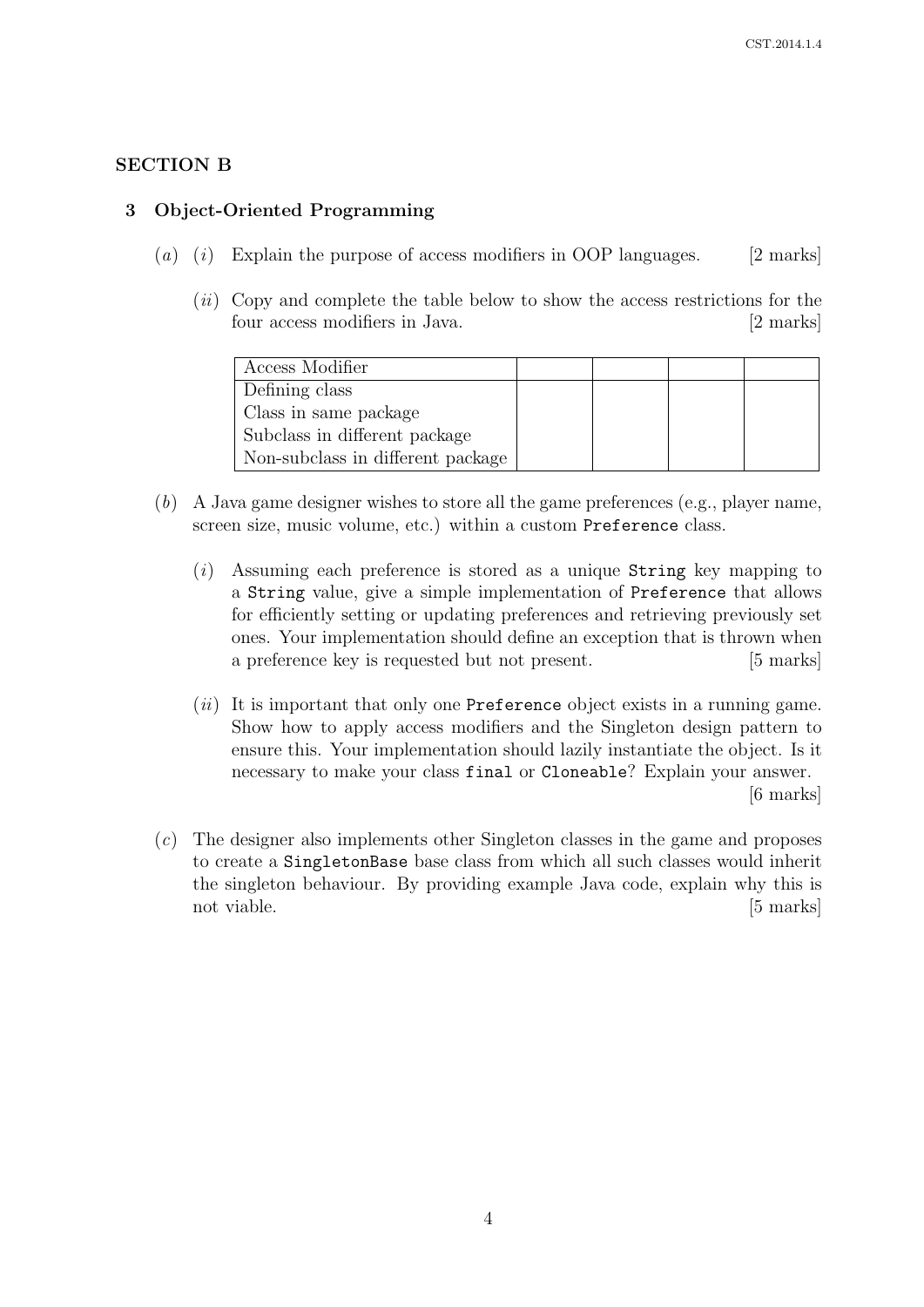## SECTION B

### 3 Object-Oriented Programming

(*a*) (*i*) Explain the purpose of access modifiers in OOP languages. [2 marks]

(*ii*) Copy and complete the table below to show the access restrictions for the four access modifiers in Java. [2 marks]

| Access Modifier | | | | |
|---|---|---|---|---|
| Defining class | | | | |
| Class in same package | | | | |
| Subclass in different package | | | | |
| Non-subclass in different package | | | | |

(*b*) A Java game designer wishes to store all the game preferences (e.g., player name, screen size, music volume, etc.) within a custom `Preference` class.

(*i*) Assuming each preference is stored as a unique `String` key mapping to a `String` value, give a simple implementation of `Preference` that allows for efficiently setting or updating preferences and retrieving previously set ones. Your implementation should define an exception that is thrown when a preference key is requested but not present. [5 marks]

(*ii*) It is important that only one `Preference` object exists in a running game. Show how to apply access modifiers and the Singleton design pattern to ensure this. Your implementation should lazily instantiate the object. Is it necessary to make your class `final` or `Cloneable`? Explain your answer. [6 marks]

(*c*) The designer also implements other Singleton classes in the game and proposes to create a `SingletonBase` base class from which all such classes would inherit the singleton behaviour. By providing example Java code, explain why this is not viable. [5 marks]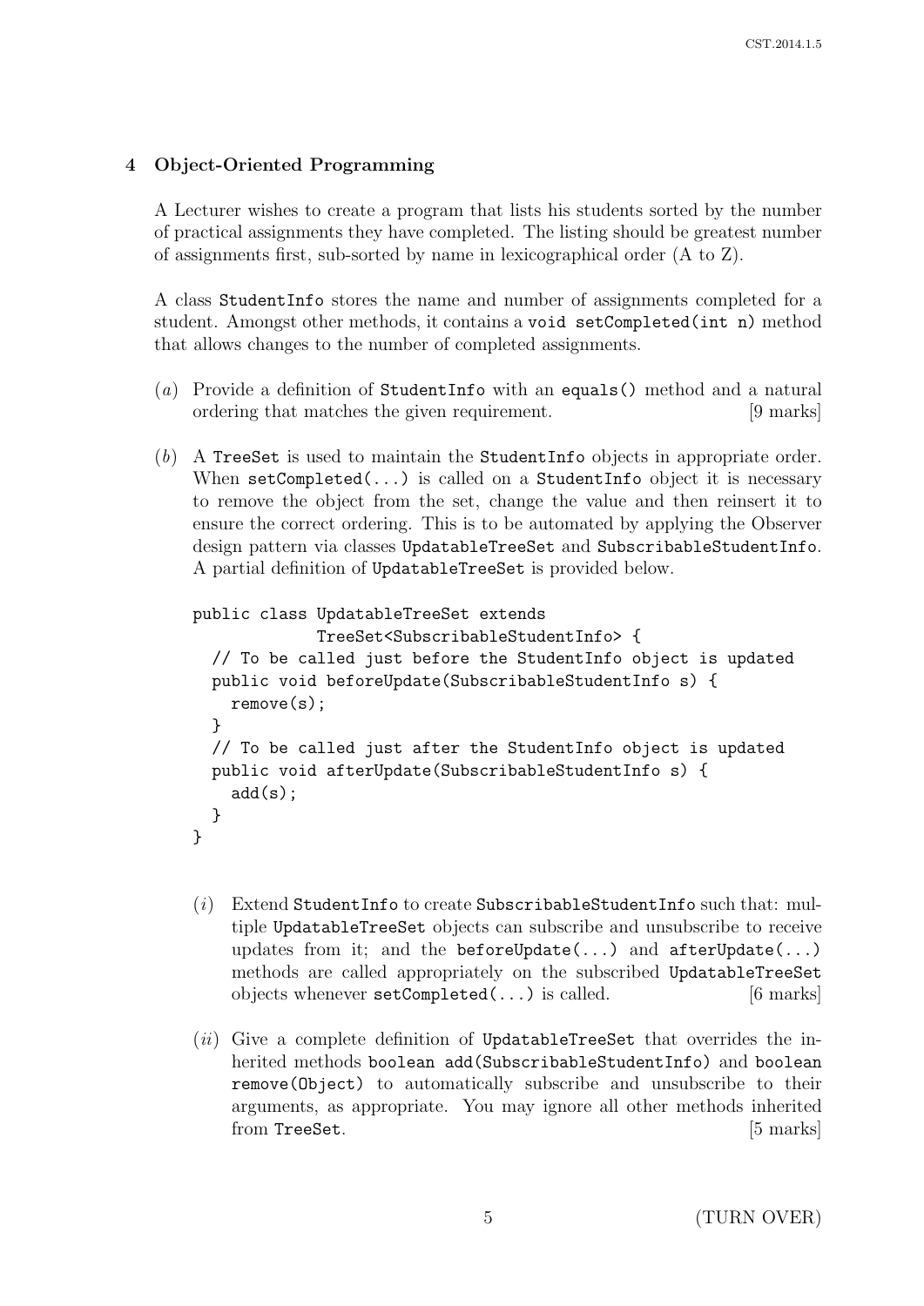## 4 Object-Oriented Programming

A Lecturer wishes to create a program that lists his students sorted by the number of practical assignments they have completed. The listing should be greatest number of assignments first, sub-sorted by name in lexicographical order (A to Z).

A class `StudentInfo` stores the name and number of assignments completed for a student. Amongst other methods, it contains a `void setCompleted(int n)` method that allows changes to the number of completed assignments.

(*a*) Provide a definition of `StudentInfo` with an `equals()` method and a natural ordering that matches the given requirement. [9 marks]

(*b*) A `TreeSet` is used to maintain the `StudentInfo` objects in appropriate order. When `setCompleted(...)` is called on a `StudentInfo` object it is necessary to remove the object from the set, change the value and then reinsert it to ensure the correct ordering. This is to be automated by applying the Observer design pattern via classes `UpdatableTreeSet` and `SubscribableStudentInfo`. A partial definition of `UpdatableTreeSet` is provided below.

```
public class UpdatableTreeSet extends
             TreeSet<SubscribableStudentInfo> {
  // To be called just before the StudentInfo object is updated
  public void beforeUpdate(SubscribableStudentInfo s) {
    remove(s);
  }
  // To be called just after the StudentInfo object is updated
  public void afterUpdate(SubscribableStudentInfo s) {
    add(s);
  }
}
```

(*i*) Extend `StudentInfo` to create `SubscribableStudentInfo` such that: multiple `UpdatableTreeSet` objects can subscribe and unsubscribe to receive updates from it; and the `beforeUpdate(...)` and `afterUpdate(...)` methods are called appropriately on the subscribed `UpdatableTreeSet` objects whenever `setCompleted(...)` is called. [6 marks]

(*ii*) Give a complete definition of `UpdatableTreeSet` that overrides the inherited methods `boolean add(SubscribableStudentInfo)` and `boolean remove(Object)` to automatically subscribe and unsubscribe to their arguments, as appropriate. You may ignore all other methods inherited from `TreeSet`. [5 marks]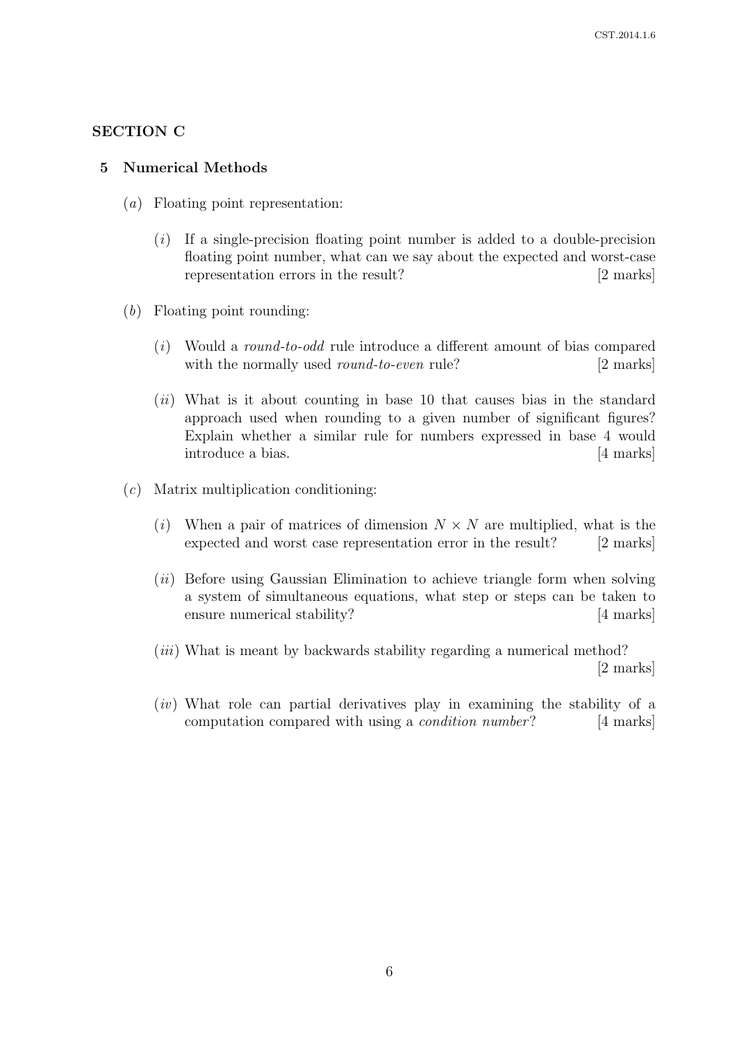## SECTION C

### 5 Numerical Methods

(*a*) Floating point representation:

(*i*) If a single-precision floating point number is added to a double-precision floating point number, what can we say about the expected and worst-case representation errors in the result? [2 marks]

(*b*) Floating point rounding:

(*i*) Would a *round-to-odd* rule introduce a different amount of bias compared with the normally used *round-to-even* rule? [2 marks]

(*ii*) What is it about counting in base 10 that causes bias in the standard approach used when rounding to a given number of significant figures? Explain whether a similar rule for numbers expressed in base 4 would introduce a bias. [4 marks]

(*c*) Matrix multiplication conditioning:

(*i*) When a pair of matrices of dimension $N \times N$ are multiplied, what is the expected and worst case representation error in the result? [2 marks]

(*ii*) Before using Gaussian Elimination to achieve triangle form when solving a system of simultaneous equations, what step or steps can be taken to ensure numerical stability? [4 marks]

(*iii*) What is meant by backwards stability regarding a numerical method? [2 marks]

(*iv*) What role can partial derivatives play in examining the stability of a computation compared with using a *condition number*? [4 marks]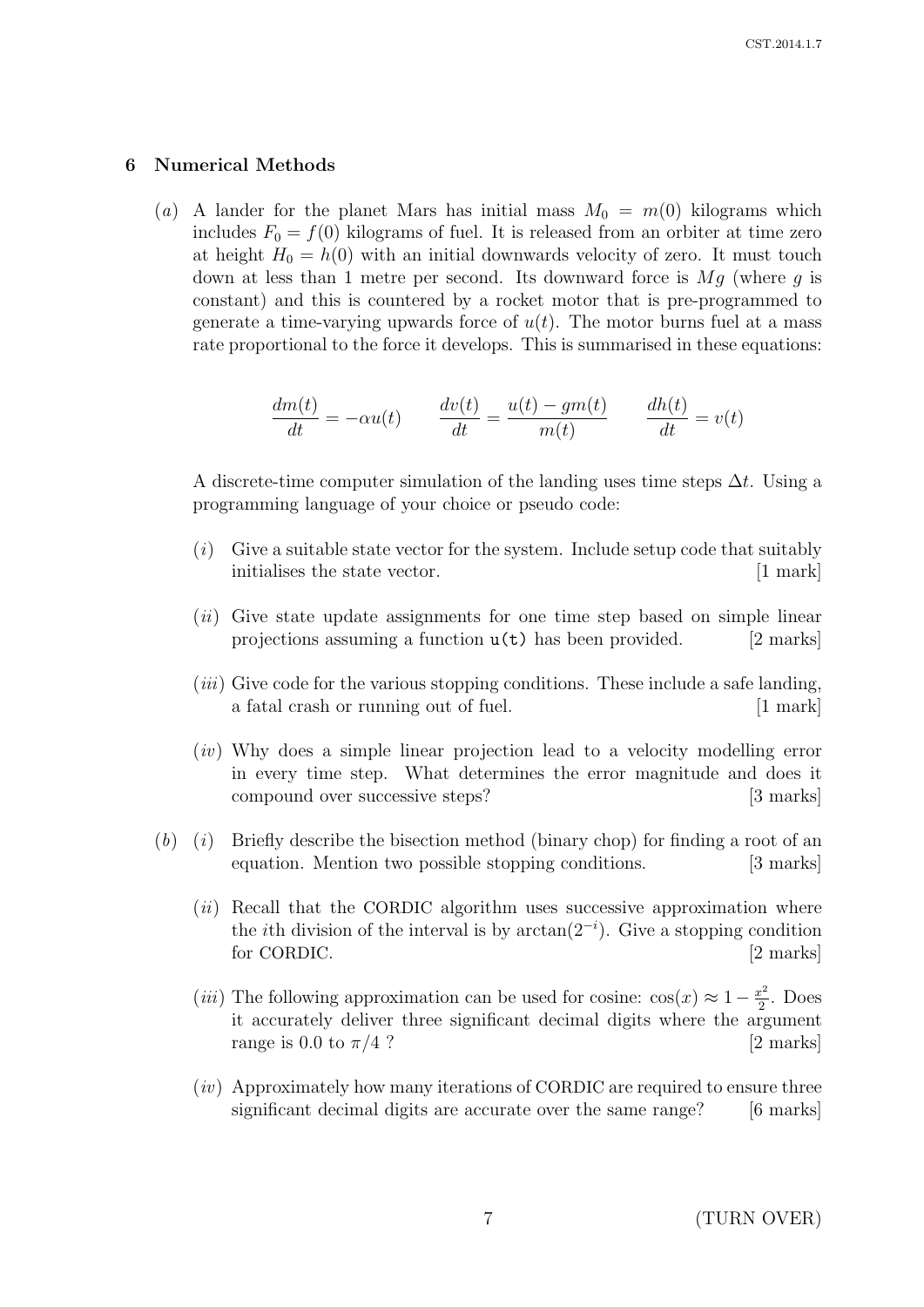## 6 Numerical Methods

(*a*) A lander for the planet Mars has initial mass $M_0 = m(0)$ kilograms which includes $F_0 = f(0)$ kilograms of fuel. It is released from an orbiter at time zero at height $H_0 = h(0)$ with an initial downwards velocity of zero. It must touch down at less than 1 metre per second. Its downward force is $Mg$ (where $g$ is constant) and this is countered by a rocket motor that is pre-programmed to generate a time-varying upwards force of $u(t)$. The motor burns fuel at a mass rate proportional to the force it develops. This is summarised in these equations:

$$\frac{dm(t)}{dt} = -\alpha u(t) \qquad \frac{dv(t)}{dt} = \frac{u(t) - gm(t)}{m(t)} \qquad \frac{dh(t)}{dt} = v(t)$$

A discrete-time computer simulation of the landing uses time steps $\Delta t$. Using a programming language of your choice or pseudo code:

(*i*) Give a suitable state vector for the system. Include setup code that suitably initialises the state vector. [1 mark]

(*ii*) Give state update assignments for one time step based on simple linear projections assuming a function `u(t)` has been provided. [2 marks]

(*iii*) Give code for the various stopping conditions. These include a safe landing, a fatal crash or running out of fuel. [1 mark]

(*iv*) Why does a simple linear projection lead to a velocity modelling error in every time step. What determines the error magnitude and does it compound over successive steps? [3 marks]

(*b*) (*i*) Briefly describe the bisection method (binary chop) for finding a root of an equation. Mention two possible stopping conditions. [3 marks]

(*ii*) Recall that the CORDIC algorithm uses successive approximation where the $i$th division of the interval is by $\arctan(2^{-i})$. Give a stopping condition for CORDIC. [2 marks]

(*iii*) The following approximation can be used for cosine: $\cos(x) \approx 1 - \frac{x^2}{2}$. Does it accurately deliver three significant decimal digits where the argument range is 0.0 to $\pi/4$ ? [2 marks]

(*iv*) Approximately how many iterations of CORDIC are required to ensure three significant decimal digits are accurate over the same range? [6 marks]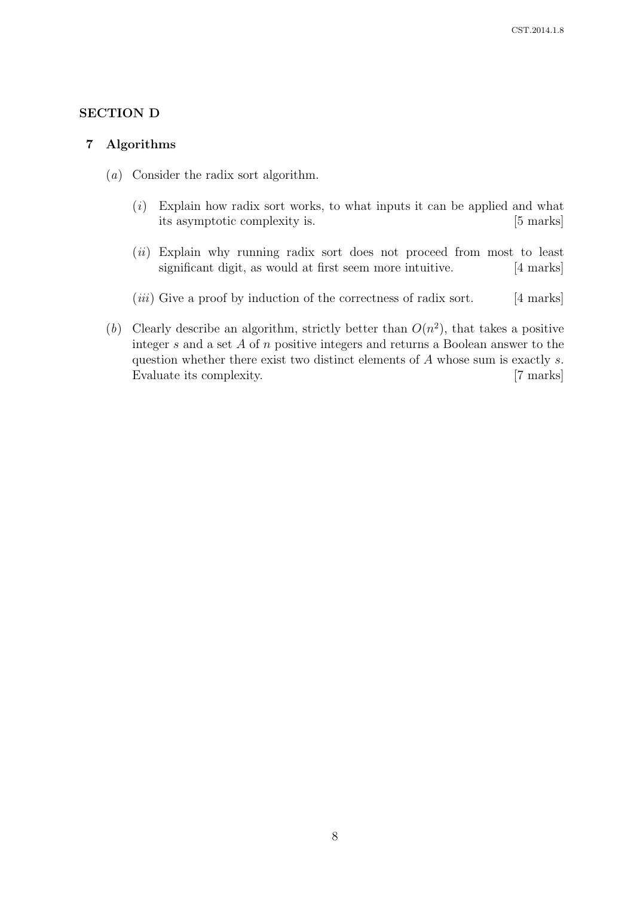## SECTION D

### 7 Algorithms

(*a*) Consider the radix sort algorithm.

(*i*) Explain how radix sort works, to what inputs it can be applied and what its asymptotic complexity is. [5 marks]

(*ii*) Explain why running radix sort does not proceed from most to least significant digit, as would at first seem more intuitive. [4 marks]

(*iii*) Give a proof by induction of the correctness of radix sort. [4 marks]

(*b*) Clearly describe an algorithm, strictly better than $O(n^2)$, that takes a positive integer $s$ and a set $A$ of $n$ positive integers and returns a Boolean answer to the question whether there exist two distinct elements of $A$ whose sum is exactly $s$. Evaluate its complexity. [7 marks]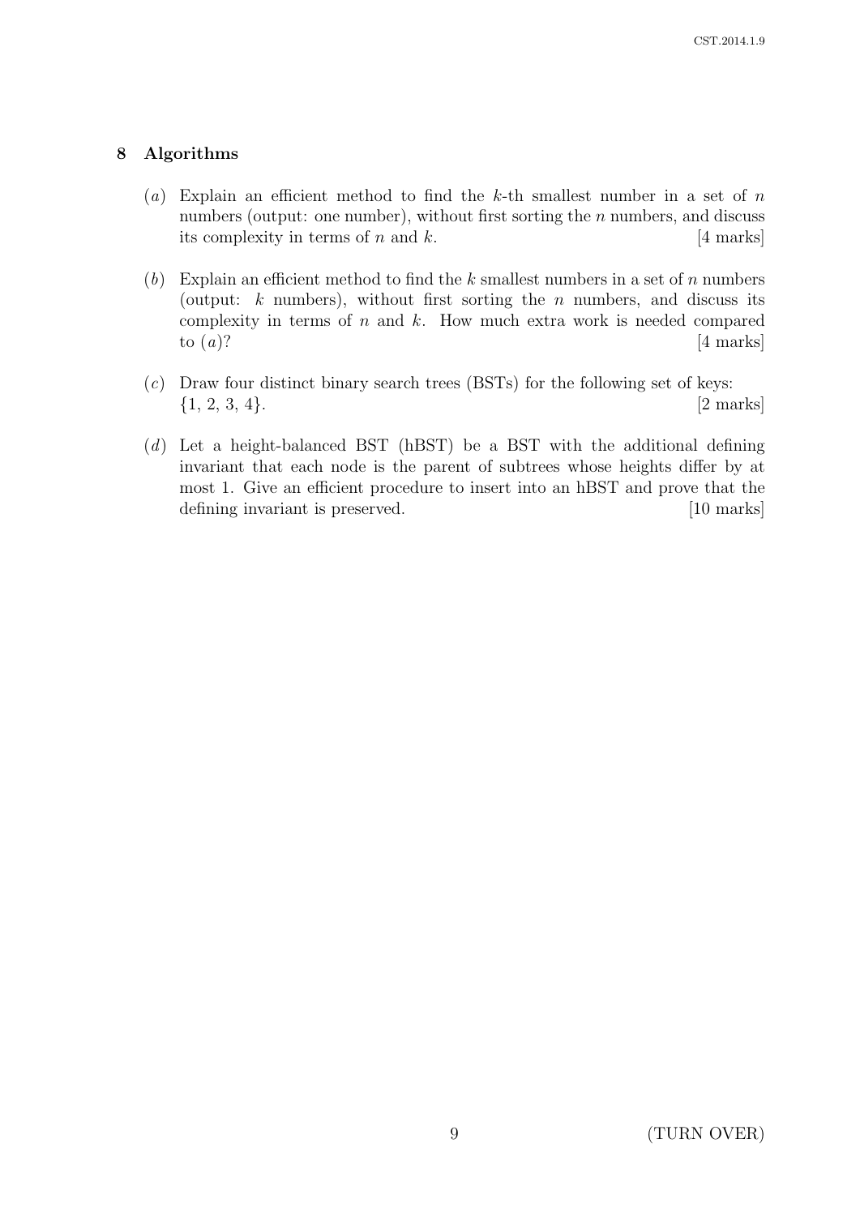## 8 Algorithms

(*a*) Explain an efficient method to find the $k$-th smallest number in a set of $n$ numbers (output: one number), without first sorting the $n$ numbers, and discuss its complexity in terms of $n$ and $k$. [4 marks]

(*b*) Explain an efficient method to find the $k$ smallest numbers in a set of $n$ numbers (output: $k$ numbers), without first sorting the $n$ numbers, and discuss its complexity in terms of $n$ and $k$. How much extra work is needed compared to (*a*)? [4 marks]

(*c*) Draw four distinct binary search trees (BSTs) for the following set of keys: $\{1, 2, 3, 4\}$. [2 marks]

(*d*) Let a height-balanced BST (hBST) be a BST with the additional defining invariant that each node is the parent of subtrees whose heights differ by at most 1. Give an efficient procedure to insert into an hBST and prove that the defining invariant is preserved. [10 marks]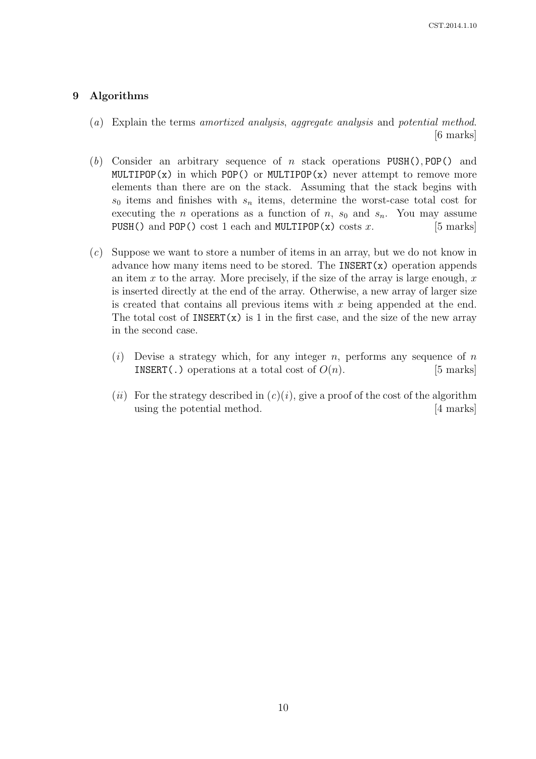## 9 Algorithms

(*a*) Explain the terms *amortized analysis*, *aggregate analysis* and *potential method*. [6 marks]

(*b*) Consider an arbitrary sequence of $n$ stack operations `PUSH()`, `POP()` and `MULTIPOP(x)` in which `POP()` or `MULTIPOP(x)` never attempt to remove more elements than there are on the stack. Assuming that the stack begins with $s_0$ items and finishes with $s_n$ items, determine the worst-case total cost for executing the $n$ operations as a function of $n$, $s_0$ and $s_n$. You may assume `PUSH()` and `POP()` cost 1 each and `MULTIPOP(x)` costs $x$. [5 marks]

(*c*) Suppose we want to store a number of items in an array, but we do not know in advance how many items need to be stored. The `INSERT(x)` operation appends an item $x$ to the array. More precisely, if the size of the array is large enough, $x$ is inserted directly at the end of the array. Otherwise, a new array of larger size is created that contains all previous items with $x$ being appended at the end. The total cost of `INSERT(x)` is 1 in the first case, and the size of the new array in the second case.

(*i*) Devise a strategy which, for any integer $n$, performs any sequence of $n$ `INSERT(.)` operations at a total cost of $O(n)$. [5 marks]

(*ii*) For the strategy described in (*c*)(*i*), give a proof of the cost of the algorithm using the potential method. [4 marks]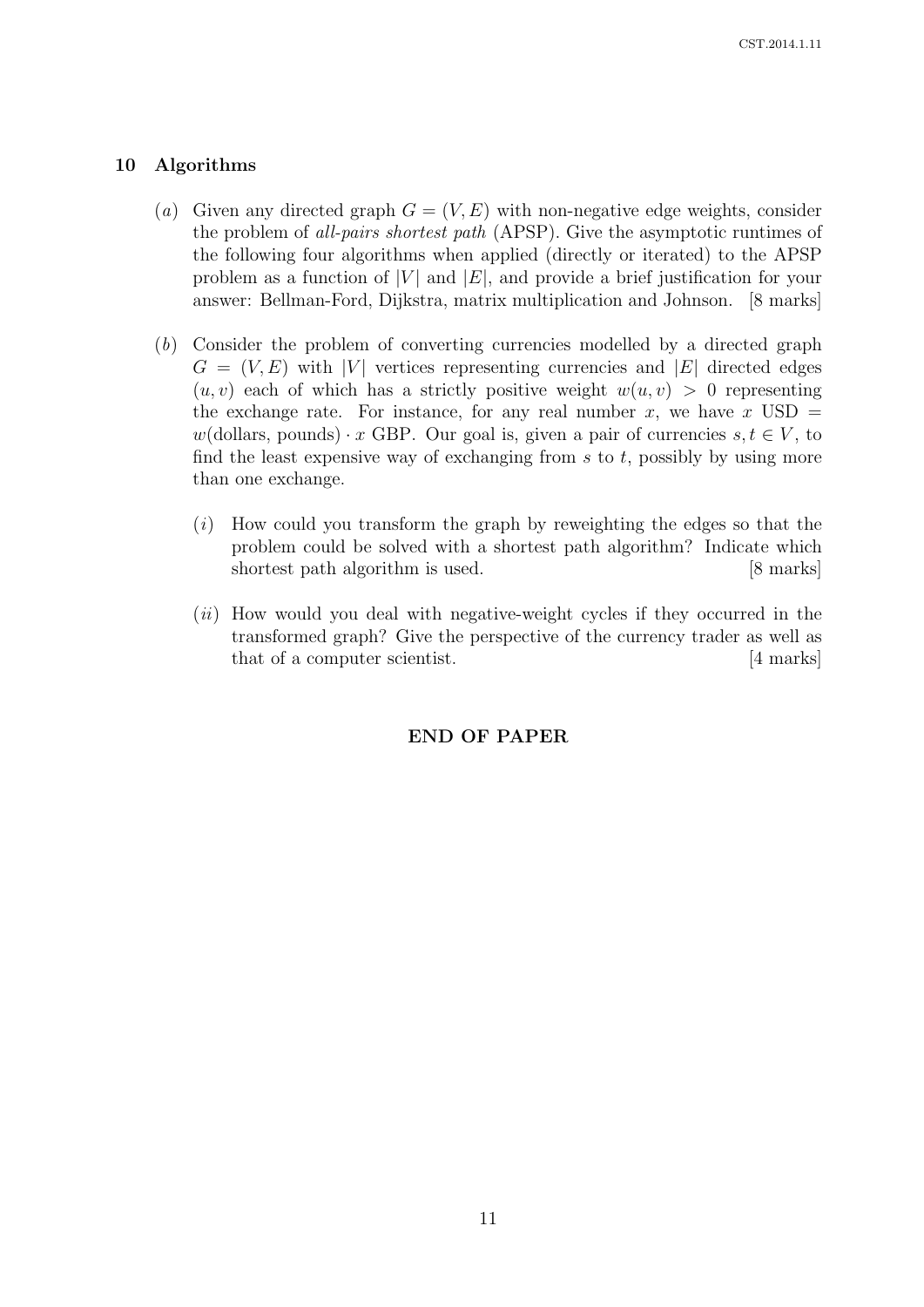## 10 Algorithms

(*a*) Given any directed graph $G = (V, E)$ with non-negative edge weights, consider the problem of *all-pairs shortest path* (APSP). Give the asymptotic runtimes of the following four algorithms when applied (directly or iterated) to the APSP problem as a function of $|V|$ and $|E|$, and provide a brief justification for your answer: Bellman-Ford, Dijkstra, matrix multiplication and Johnson. [8 marks]

(*b*) Consider the problem of converting currencies modelled by a directed graph $G = (V, E)$ with $|V|$ vertices representing currencies and $|E|$ directed edges $(u, v)$ each of which has a strictly positive weight $w(u, v) > 0$ representing the exchange rate. For instance, for any real number $x$, we have $x$ USD $= w(\text{dollars, pounds}) \cdot x$ GBP. Our goal is, given a pair of currencies $s, t \in V$, to find the least expensive way of exchanging from $s$ to $t$, possibly by using more than one exchange.

(*i*) How could you transform the graph by reweighting the edges so that the problem could be solved with a shortest path algorithm? Indicate which shortest path algorithm is used. [8 marks]

(*ii*) How would you deal with negative-weight cycles if they occurred in the transformed graph? Give the perspective of the currency trader as well as that of a computer scientist. [4 marks]

**END OF PAPER**